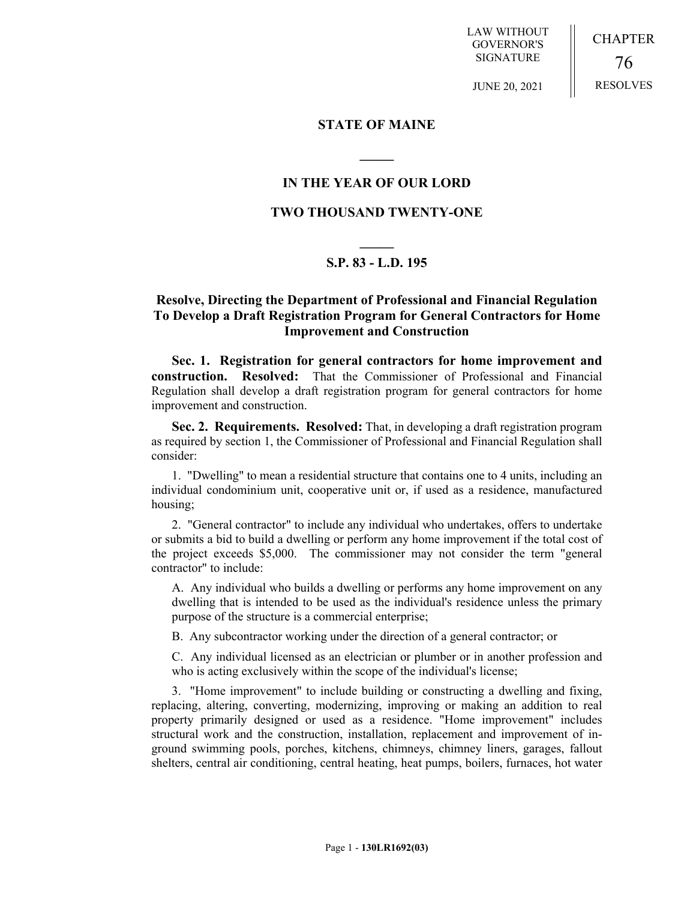LAW WITHOUT GOVERNOR'S SIGNATURE

JUNE 20, 2021

CHAPTER 76 RESOLVES

# STATE OF MAINE

## IN THE YEAR OF OUR LORD

## TWO THOUSAND TWENTY-ONE

## S.P. 83 - L.D. 195

### Resolve, Directing the Department of Professional and Financial Regulation To Develop a Draft Registration Program for General Contractors for Home Improvement and Construction

**Sec. 1. Registration for general contractors for home improvement and construction. Resolved:** That the Commissioner of Professional and Financial Regulation shall develop a draft registration program for general contractors for home improvement and construction.

**Sec. 2. Requirements. Resolved:** That, in developing a draft registration program as required by section 1, the Commissioner of Professional and Financial Regulation shall consider:

1. "Dwelling" to mean a residential structure that contains one to 4 units, including an individual condominium unit, cooperative unit or, if used as a residence, manufactured housing;

2. "General contractor" to include any individual who undertakes, offers to undertake or submits a bid to build a dwelling or perform any home improvement if the total cost of the project exceeds $5,000. The commissioner may not consider the term "general contractor" to include:

A. Any individual who builds a dwelling or performs any home improvement on any dwelling that is intended to be used as the individual's residence unless the primary purpose of the structure is a commercial enterprise;

B. Any subcontractor working under the direction of a general contractor; or

C. Any individual licensed as an electrician or plumber or in another profession and who is acting exclusively within the scope of the individual's license;

3. "Home improvement" to include building or constructing a dwelling and fixing, replacing, altering, converting, modernizing, improving or making an addition to real property primarily designed or used as a residence. "Home improvement" includes structural work and the construction, installation, replacement and improvement of in-ground swimming pools, porches, kitchens, chimneys, chimney liners, garages, fallout shelters, central air conditioning, central heating, heat pumps, boilers, furnaces, hot water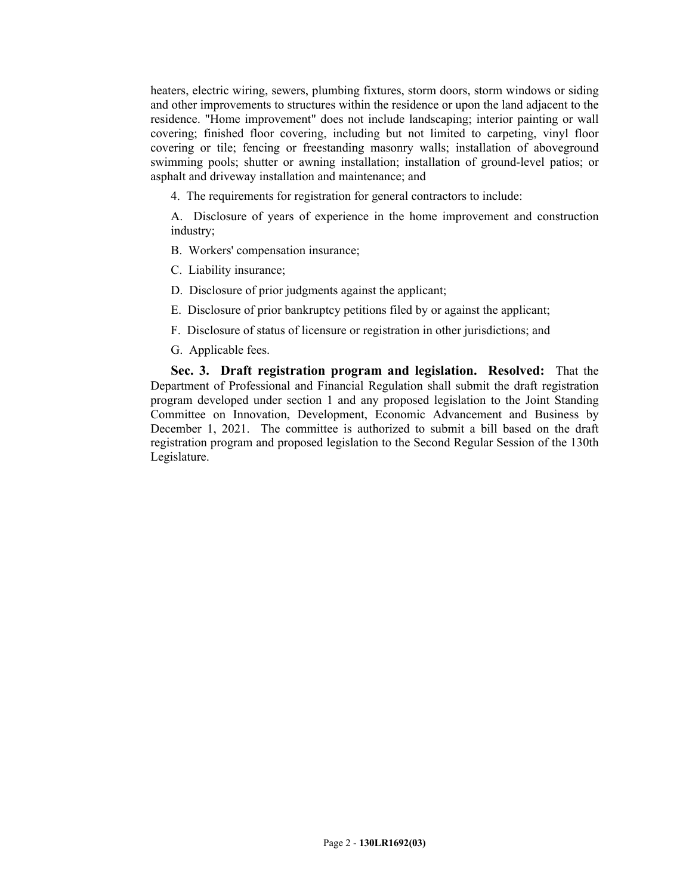heaters, electric wiring, sewers, plumbing fixtures, storm doors, storm windows or siding and other improvements to structures within the residence or upon the land adjacent to the residence. "Home improvement" does not include landscaping; interior painting or wall covering; finished floor covering, including but not limited to carpeting, vinyl floor covering or tile; fencing or freestanding masonry walls; installation of aboveground swimming pools; shutter or awning installation; installation of ground-level patios; or asphalt and driveway installation and maintenance; and

4. The requirements for registration for general contractors to include:

A. Disclosure of years of experience in the home improvement and construction industry;

B. Workers' compensation insurance;

C. Liability insurance;

D. Disclosure of prior judgments against the applicant;

E. Disclosure of prior bankruptcy petitions filed by or against the applicant;

F. Disclosure of status of licensure or registration in other jurisdictions; and

G. Applicable fees.

**Sec. 3. Draft registration program and legislation. Resolved:** That the Department of Professional and Financial Regulation shall submit the draft registration program developed under section 1 and any proposed legislation to the Joint Standing Committee on Innovation, Development, Economic Advancement and Business by December 1, 2021. The committee is authorized to submit a bill based on the draft registration program and proposed legislation to the Second Regular Session of the 130th Legislature.